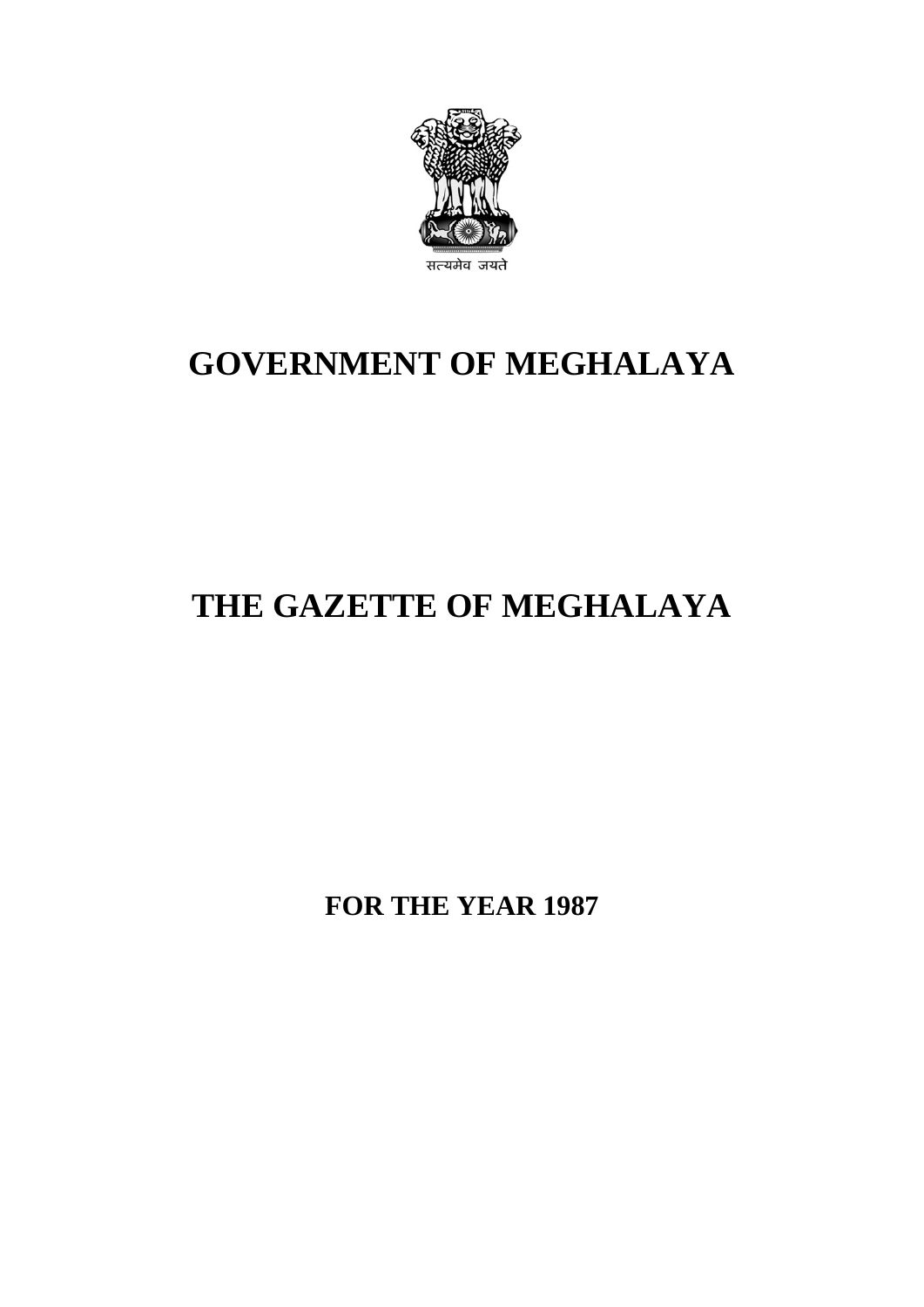सत्यमेव जयते

# GOVERNMENT OF MEGHALAYA

# THE GAZETTE OF MEGHALAYA

## FOR THE YEAR 1987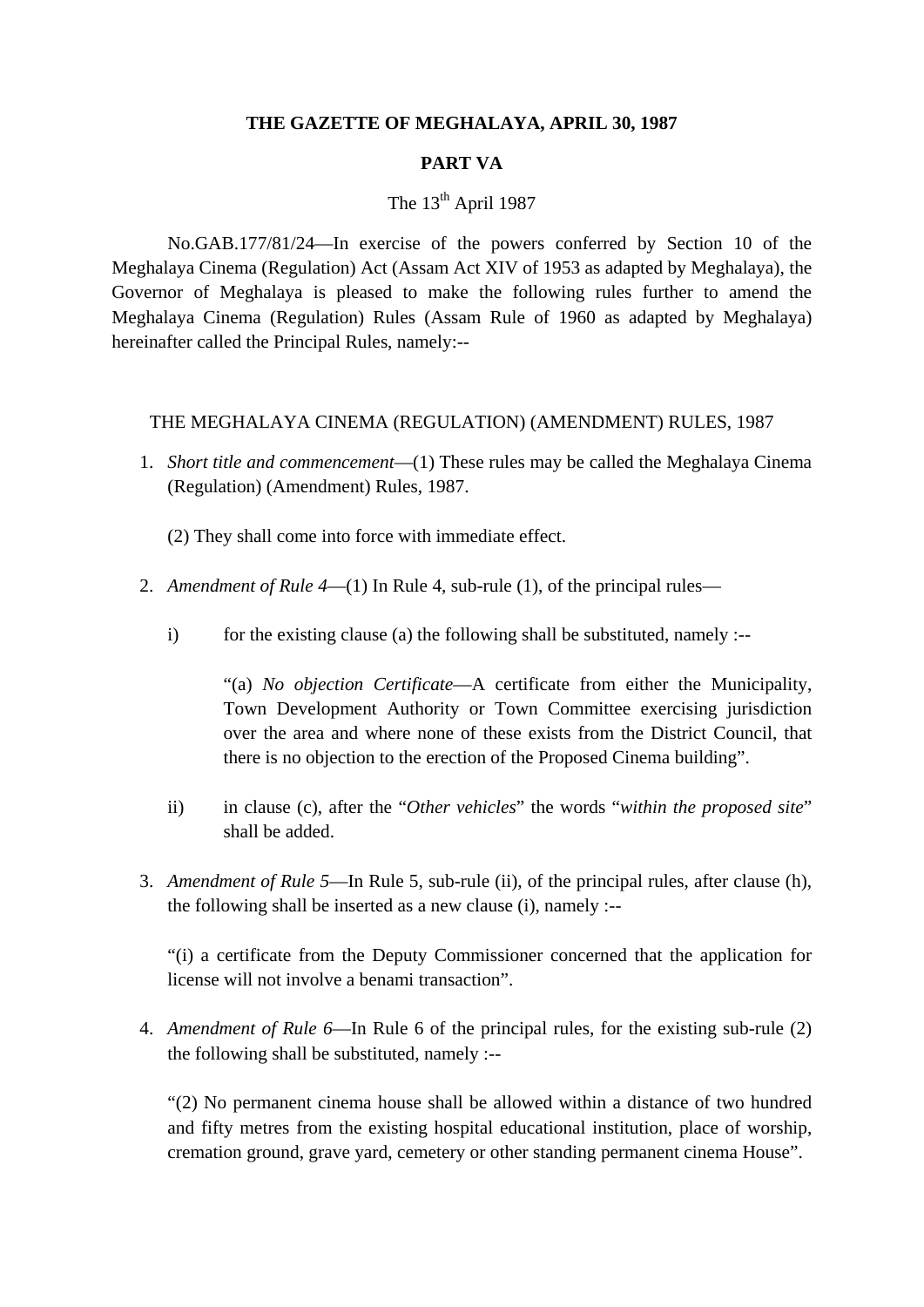**THE GAZETTE OF MEGHALAYA, APRIL 30, 1987**

**PART VA**

The 13th April 1987

No.GAB.177/81/24—In exercise of the powers conferred by Section 10 of the Meghalaya Cinema (Regulation) Act (Assam Act XIV of 1953 as adapted by Meghalaya), the Governor of Meghalaya is pleased to make the following rules further to amend the Meghalaya Cinema (Regulation) Rules (Assam Rule of 1960 as adapted by Meghalaya) hereinafter called the Principal Rules, namely:--

THE MEGHALAYA CINEMA (REGULATION) (AMENDMENT) RULES, 1987

1. *Short title and commencement*—(1) These rules may be called the Meghalaya Cinema (Regulation) (Amendment) Rules, 1987.

   (2) They shall come into force with immediate effect.

2. *Amendment of Rule 4*—(1) In Rule 4, sub-rule (1), of the principal rules—

   i) for the existing clause (a) the following shall be substituted, namely :--

      "(a) *No objection Certificate*—A certificate from either the Municipality, Town Development Authority or Town Committee exercising jurisdiction over the area and where none of these exists from the District Council, that there is no objection to the erection of the Proposed Cinema building".

   ii) in clause (c), after the "*Other vehicles*" the words "*within the proposed site*" shall be added.

3. *Amendment of Rule 5*—In Rule 5, sub-rule (ii), of the principal rules, after clause (h), the following shall be inserted as a new clause (i), namely :--

   "(i) a certificate from the Deputy Commissioner concerned that the application for license will not involve a benami transaction".

4. *Amendment of Rule 6*—In Rule 6 of the principal rules, for the existing sub-rule (2) the following shall be substituted, namely :--

   "(2) No permanent cinema house shall be allowed within a distance of two hundred and fifty metres from the existing hospital educational institution, place of worship, cremation ground, grave yard, cemetery or other standing permanent cinema House".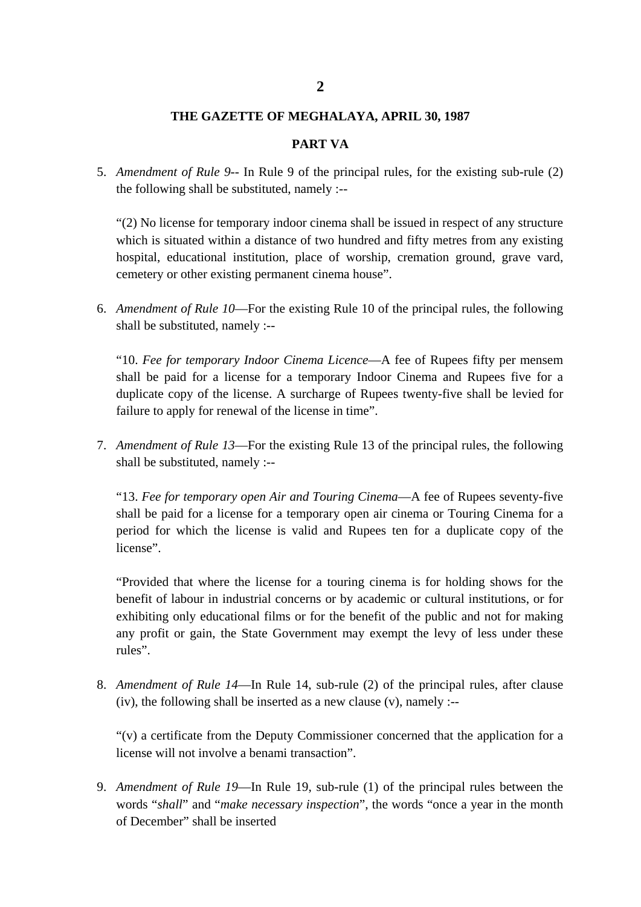**PART VA**

5. *Amendment of Rule 9*-- In Rule 9 of the principal rules, for the existing sub-rule (2) the following shall be substituted, namely :--

   "(2) No license for temporary indoor cinema shall be issued in respect of any structure which is situated within a distance of two hundred and fifty metres from any existing hospital, educational institution, place of worship, cremation ground, grave vard, cemetery or other existing permanent cinema house".

6. *Amendment of Rule 10*—For the existing Rule 10 of the principal rules, the following shall be substituted, namely :--

   "10. *Fee for temporary Indoor Cinema Licence*—A fee of Rupees fifty per mensem shall be paid for a license for a temporary Indoor Cinema and Rupees five for a duplicate copy of the license. A surcharge of Rupees twenty-five shall be levied for failure to apply for renewal of the license in time".

7. *Amendment of Rule 13*—For the existing Rule 13 of the principal rules, the following shall be substituted, namely :--

   "13. *Fee for temporary open Air and Touring Cinema*—A fee of Rupees seventy-five shall be paid for a license for a temporary open air cinema or Touring Cinema for a period for which the license is valid and Rupees ten for a duplicate copy of the license".

   "Provided that where the license for a touring cinema is for holding shows for the benefit of labour in industrial concerns or by academic or cultural institutions, or for exhibiting only educational films or for the benefit of the public and not for making any profit or gain, the State Government may exempt the levy of less under these rules".

8. *Amendment of Rule 14*—In Rule 14, sub-rule (2) of the principal rules, after clause (iv), the following shall be inserted as a new clause (v), namely :--

   "(v) a certificate from the Deputy Commissioner concerned that the application for a license will not involve a benami transaction".

9. *Amendment of Rule 19*—In Rule 19, sub-rule (1) of the principal rules between the words "*shall*" and "*make necessary inspection*", the words "once a year in the month of December" shall be inserted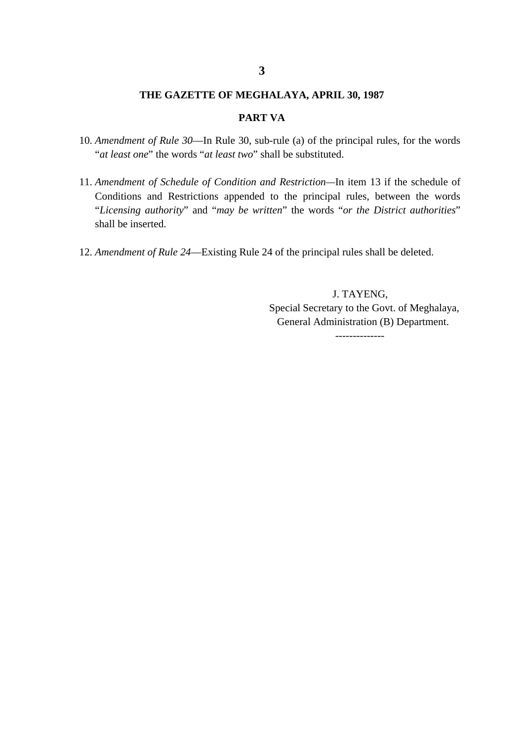10. *Amendment of Rule 30*—In Rule 30, sub-rule (a) of the principal rules, for the words "*at least one*" the words "*at least two*" shall be substituted.

11. *Amendment of Schedule of Condition and Restriction*—In item 13 if the schedule of Conditions and Restrictions appended to the principal rules, between the words "*Licensing authority*" and "*may be written*" the words "*or the District authorities*" shall be inserted.

12. *Amendment of Rule 24*—Existing Rule 24 of the principal rules shall be deleted.

J. TAYENG,
Special Secretary to the Govt. of Meghalaya,
General Administration (B) Department.

-------------